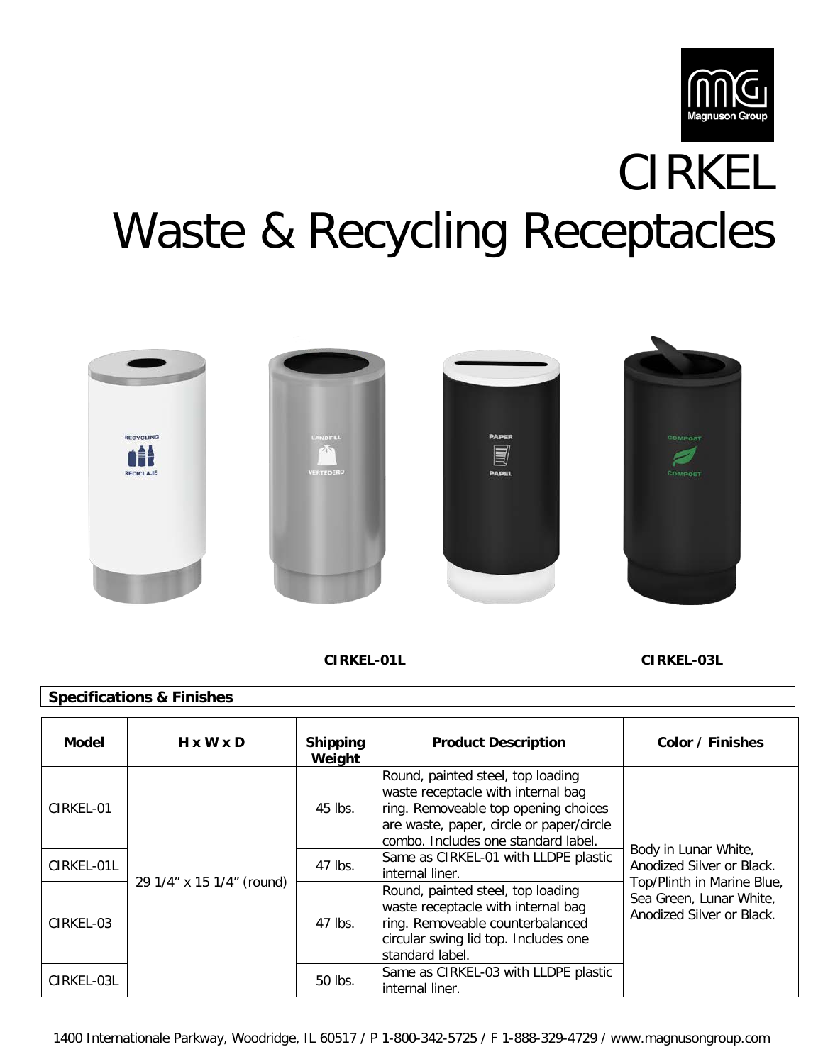Magnuson Group

# CIRKEL
# Waste & Recycling Receptacles

CIRKEL-01L CIRKEL-03L

**Specifications & Finishes**

| Model | H x W x D | Shipping Weight | Product Description | Color / Finishes |
|---|---|---|---|---|
| CIRKEL-01 | 29 1/4" x 15 1/4" (round) | 45 lbs. | Round, painted steel, top loading waste receptacle with internal bag ring. Removeable top opening choices are waste, paper, circle or paper/circle combo. Includes one standard label. | Body in Lunar White, Anodized Silver or Black. Top/Plinth in Marine Blue, Sea Green, Lunar White, Anodized Silver or Black. |
| CIRKEL-01L | | 47 lbs. | Same as CIRKEL-01 with LLDPE plastic internal liner. | |
| CIRKEL-03 | | 47 lbs. | Round, painted steel, top loading waste receptacle with internal bag ring. Removeable counterbalanced circular swing lid top. Includes one standard label. | |
| CIRKEL-03L | | 50 lbs. | Same as CIRKEL-03 with LLDPE plastic internal liner. | |

1400 Internationale Parkway, Woodridge, IL 60517 / P 1-800-342-5725 / F 1-888-329-4729 / www.magnusongroup.com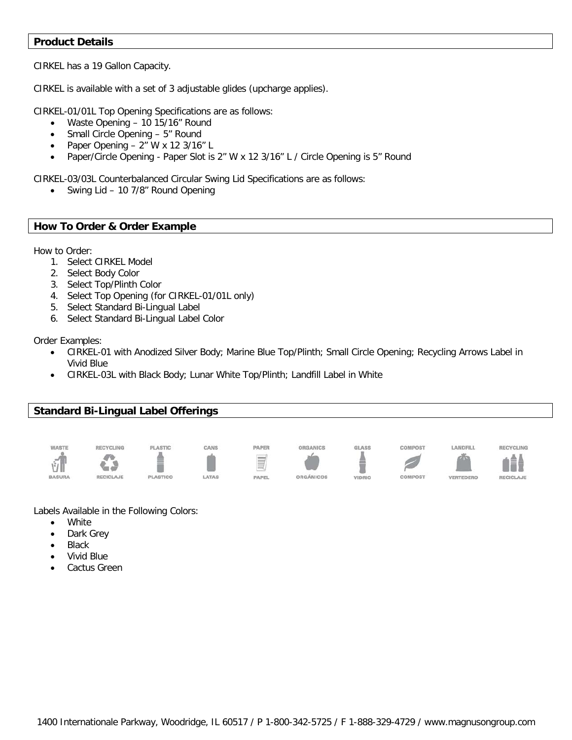## Product Details

CIRKEL has a 19 Gallon Capacity.

CIRKEL is available with a set of 3 adjustable glides (upcharge applies).

CIRKEL-01/01L Top Opening Specifications are as follows:

- Waste Opening – 10 15/16” Round
- Small Circle Opening – 5” Round
- Paper Opening – 2” W x 12 3/16” L
- Paper/Circle Opening - Paper Slot is 2” W x 12 3/16” L / Circle Opening is 5” Round

CIRKEL-03/03L Counterbalanced Circular Swing Lid Specifications are as follows:

- Swing Lid – 10 7/8” Round Opening

## How To Order & Order Example

How to Order:

1. Select CIRKEL Model
2. Select Body Color
3. Select Top/Plinth Color
4. Select Top Opening (for CIRKEL-01/01L only)
5. Select Standard Bi-Lingual Label
6. Select Standard Bi-Lingual Label Color

Order Examples:

- CIRKEL-01 with Anodized Silver Body; Marine Blue Top/Plinth; Small Circle Opening; Recycling Arrows Label in Vivid Blue
- CIRKEL-03L with Black Body; Lunar White Top/Plinth; Landfill Label in White

## Standard Bi-Lingual Label Offerings

| WASTE | RECYCLING | PLASTIC | CANS | PAPER | ORGANICS | GLASS | COMPOST | LANDFILL | RECYCLING |
|---|---|---|---|---|---|---|---|---|---|
| BASURA | RECICLAJE | PLASTICO | LATAS | PAPEL | ORGÁNICOS | VIDRIO | COMPOST | VERTEDERO | RECICLAJE |

Labels Available in the Following Colors:

- White
- Dark Grey
- Black
- Vivid Blue
- Cactus Green

1400 Internationale Parkway, Woodridge, IL 60517 / P 1-800-342-5725 / F 1-888-329-4729 / www.magnusongroup.com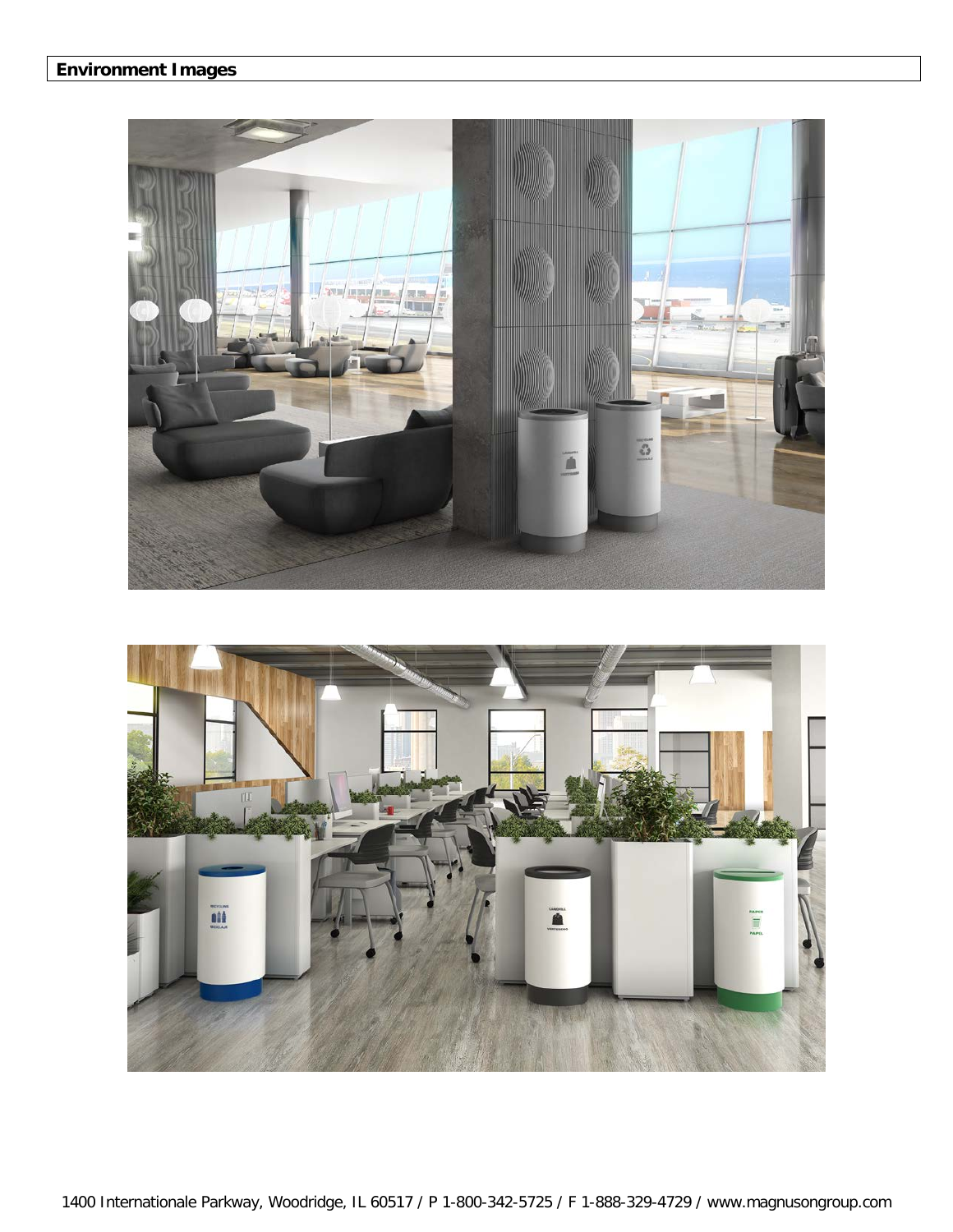## Environment Images